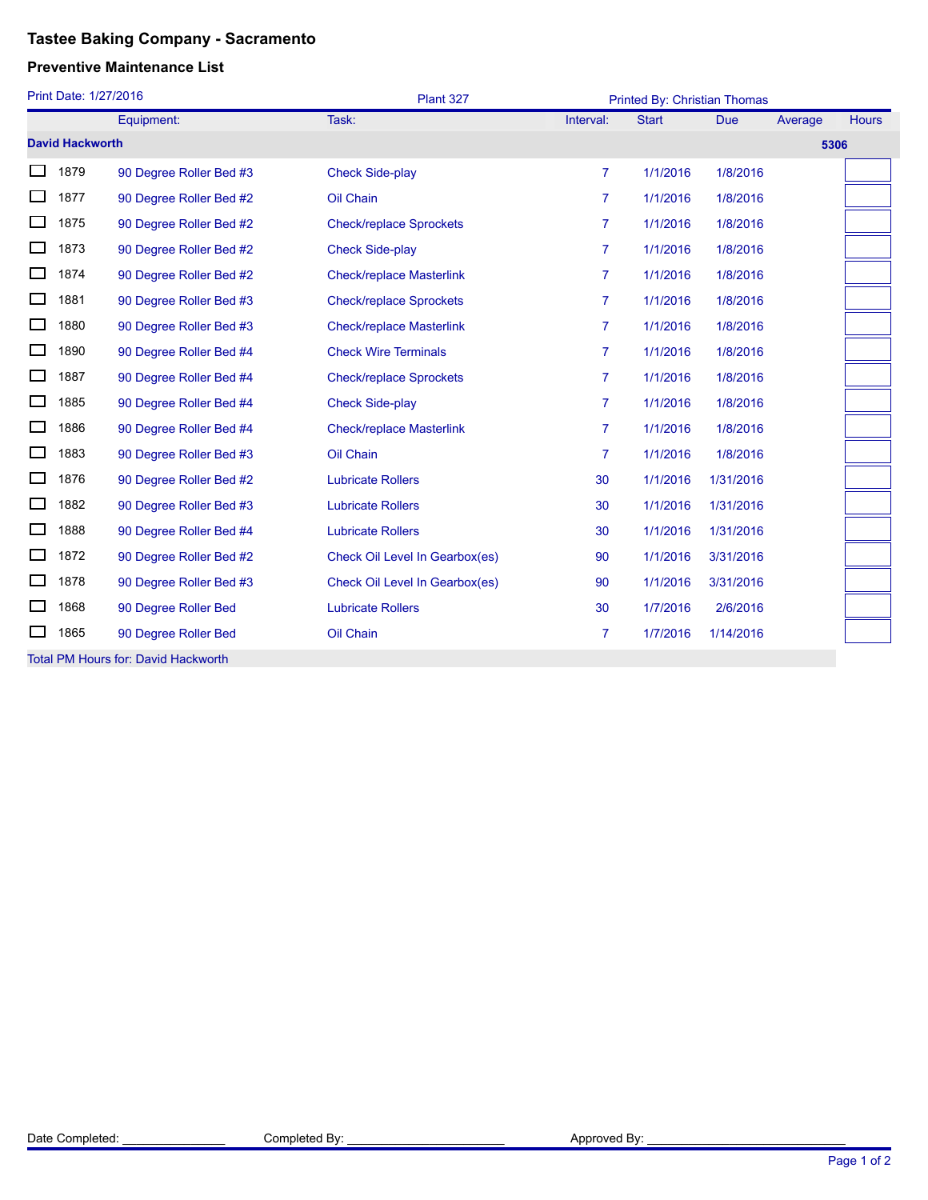# Tastee Baking Company - Sacramento

## Preventive Maintenance List

Print Date: 1/27/2016 | Plant 327 | Printed By: Christian Thomas

| | | Equipment: | Task: | Interval: | Start | Due | Average | Hours |
|---|---|---|---|---|---|---|---|---|
| **David Hackworth** | | | | | | | | **5306** |
| ☐ | 1879 | 90 Degree Roller Bed #3 | Check Side-play | 7 | 1/1/2016 | 1/8/2016 | | |
| ☐ | 1877 | 90 Degree Roller Bed #2 | Oil Chain | 7 | 1/1/2016 | 1/8/2016 | | |
| ☐ | 1875 | 90 Degree Roller Bed #2 | Check/replace Sprockets | 7 | 1/1/2016 | 1/8/2016 | | |
| ☐ | 1873 | 90 Degree Roller Bed #2 | Check Side-play | 7 | 1/1/2016 | 1/8/2016 | | |
| ☐ | 1874 | 90 Degree Roller Bed #2 | Check/replace Masterlink | 7 | 1/1/2016 | 1/8/2016 | | |
| ☐ | 1881 | 90 Degree Roller Bed #3 | Check/replace Sprockets | 7 | 1/1/2016 | 1/8/2016 | | |
| ☐ | 1880 | 90 Degree Roller Bed #3 | Check/replace Masterlink | 7 | 1/1/2016 | 1/8/2016 | | |
| ☐ | 1890 | 90 Degree Roller Bed #4 | Check Wire Terminals | 7 | 1/1/2016 | 1/8/2016 | | |
| ☐ | 1887 | 90 Degree Roller Bed #4 | Check/replace Sprockets | 7 | 1/1/2016 | 1/8/2016 | | |
| ☐ | 1885 | 90 Degree Roller Bed #4 | Check Side-play | 7 | 1/1/2016 | 1/8/2016 | | |
| ☐ | 1886 | 90 Degree Roller Bed #4 | Check/replace Masterlink | 7 | 1/1/2016 | 1/8/2016 | | |
| ☐ | 1883 | 90 Degree Roller Bed #3 | Oil Chain | 7 | 1/1/2016 | 1/8/2016 | | |
| ☐ | 1876 | 90 Degree Roller Bed #2 | Lubricate Rollers | 30 | 1/1/2016 | 1/31/2016 | | |
| ☐ | 1882 | 90 Degree Roller Bed #3 | Lubricate Rollers | 30 | 1/1/2016 | 1/31/2016 | | |
| ☐ | 1888 | 90 Degree Roller Bed #4 | Lubricate Rollers | 30 | 1/1/2016 | 1/31/2016 | | |
| ☐ | 1872 | 90 Degree Roller Bed #2 | Check Oil Level In Gearbox(es) | 90 | 1/1/2016 | 3/31/2016 | | |
| ☐ | 1878 | 90 Degree Roller Bed #3 | Check Oil Level In Gearbox(es) | 90 | 1/1/2016 | 3/31/2016 | | |
| ☐ | 1868 | 90 Degree Roller Bed | Lubricate Rollers | 30 | 1/7/2016 | 2/6/2016 | | |
| ☐ | 1865 | 90 Degree Roller Bed | Oil Chain | 7 | 1/7/2016 | 1/14/2016 | | |
| Total PM Hours for: David Hackworth | | | | | | | | |

Date Completed: _______________ Completed By: _______________________ Approved By: _____________________________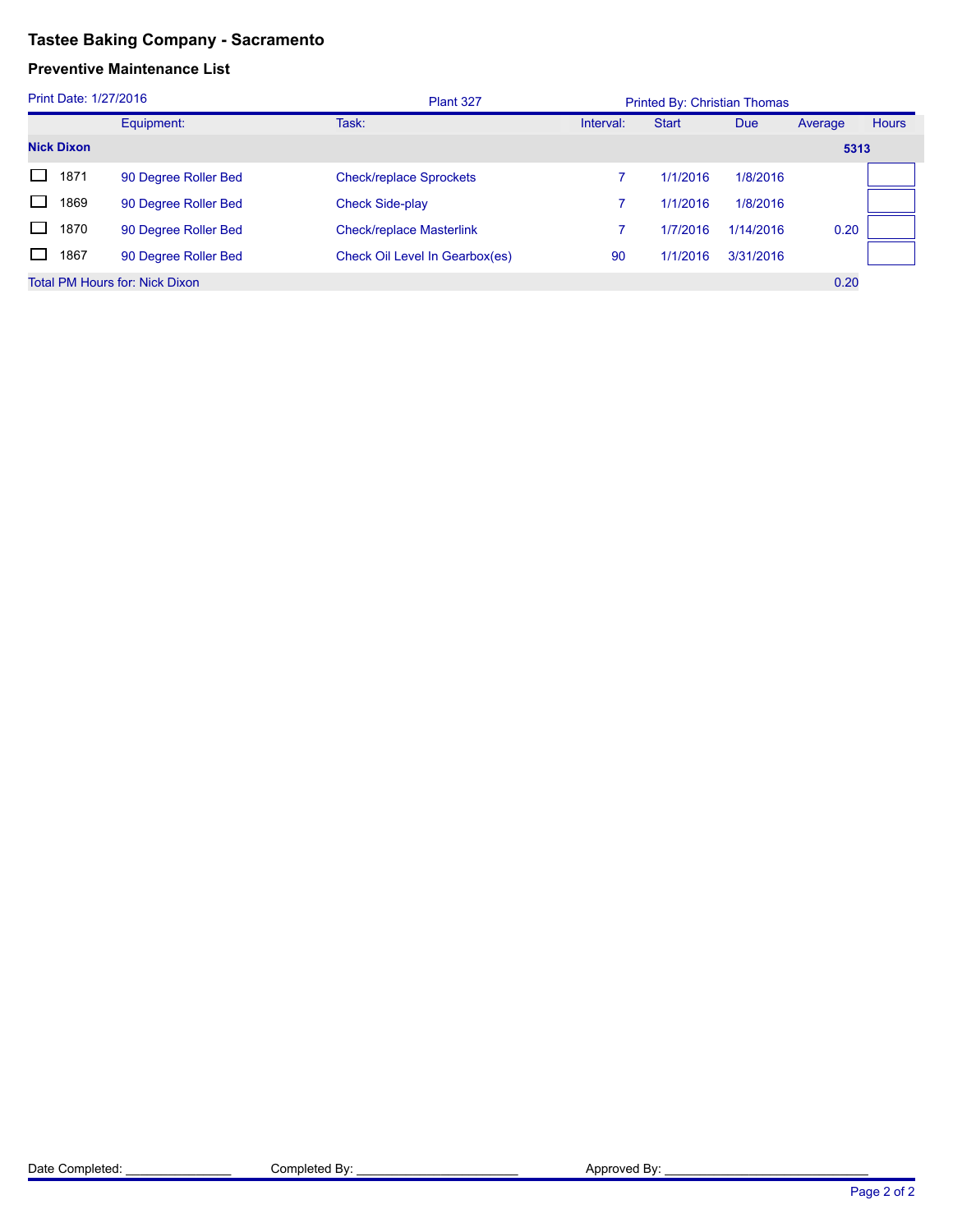# Tastee Baking Company - Sacramento

## Preventive Maintenance List

Print Date: 1/27/2016 | Plant 327 | Printed By: Christian Thomas

| | | Equipment: | Task: | Interval: | Start | Due | Average | Hours |
|---|---|---|---|---|---|---|---|---|
| **Nick Dixon** | | | | | | | **5313** | |
| ☐ | 1871 | 90 Degree Roller Bed | Check/replace Sprockets | 7 | 1/1/2016 | 1/8/2016 | | |
| ☐ | 1869 | 90 Degree Roller Bed | Check Side-play | 7 | 1/1/2016 | 1/8/2016 | | |
| ☐ | 1870 | 90 Degree Roller Bed | Check/replace Masterlink | 7 | 1/7/2016 | 1/14/2016 | 0.20 | |
| ☐ | 1867 | 90 Degree Roller Bed | Check Oil Level In Gearbox(es) | 90 | 1/1/2016 | 3/31/2016 | | |
| Total PM Hours for: Nick Dixon | | | | | | | 0.20 | |

Date Completed: _______________ Completed By: _______________________ Approved By: ____________________________